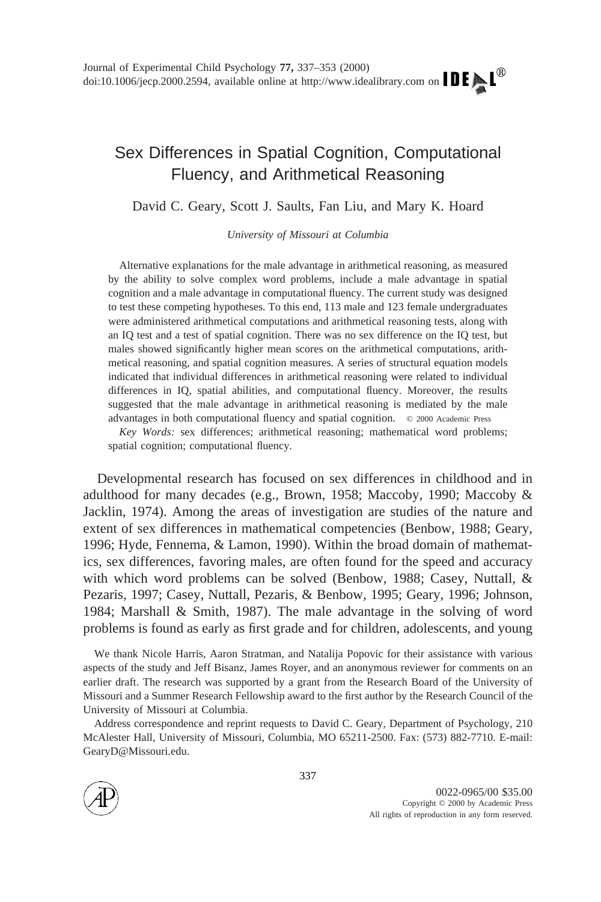# Sex Differences in Spatial Cognition, Computational Fluency, and Arithmetical Reasoning

David C. Geary, Scott J. Saults, Fan Liu, and Mary K. Hoard

*University of Missouri at Columbia*

Alternative explanations for the male advantage in arithmetical reasoning, as measured by the ability to solve complex word problems, include a male advantage in spatial cognition and a male advantage in computational fluency. The current study was designed to test these competing hypotheses. To this end, 113 male and 123 female undergraduates were administered arithmetical computations and arithmetical reasoning tests, along with an IQ test and a test of spatial cognition. There was no sex difference on the IQ test, but males showed significantly higher mean scores on the arithmetical computations, arithmetical reasoning, and spatial cognition measures. A series of structural equation models indicated that individual differences in arithmetical reasoning were related to individual differences in IQ, spatial abilities, and computational fluency. Moreover, the results suggested that the male advantage in arithmetical reasoning is mediated by the male advantages in both computational fluency and spatial cognition. © 2000 Academic Press

*Key Words:* sex differences; arithmetical reasoning; mathematical word problems; spatial cognition; computational fluency.

Developmental research has focused on sex differences in childhood and in adulthood for many decades (e.g., Brown, 1958; Maccoby, 1990; Maccoby & Jacklin, 1974). Among the areas of investigation are studies of the nature and extent of sex differences in mathematical competencies (Benbow, 1988; Geary, 1996; Hyde, Fennema, & Lamon, 1990). Within the broad domain of mathematics, sex differences, favoring males, are often found for the speed and accuracy with which word problems can be solved (Benbow, 1988; Casey, Nuttall, & Pezaris, 1997; Casey, Nuttall, Pezaris, & Benbow, 1995; Geary, 1996; Johnson, 1984; Marshall & Smith, 1987). The male advantage in the solving of word problems is found as early as first grade and for children, adolescents, and young

We thank Nicole Harris, Aaron Stratman, and Natalija Popovic for their assistance with various aspects of the study and Jeff Bisanz, James Royer, and an anonymous reviewer for comments on an earlier draft. The research was supported by a grant from the Research Board of the University of Missouri and a Summer Research Fellowship award to the first author by the Research Council of the University of Missouri at Columbia.

Address correspondence and reprint requests to David C. Geary, Department of Psychology, 210 McAlester Hall, University of Missouri, Columbia, MO 65211-2500. Fax: (573) 882-7710. E-mail: GearyD@Missouri.edu.

0022-0965/00 $35.00
Copyright © 2000 by Academic Press
All rights of reproduction in any form reserved.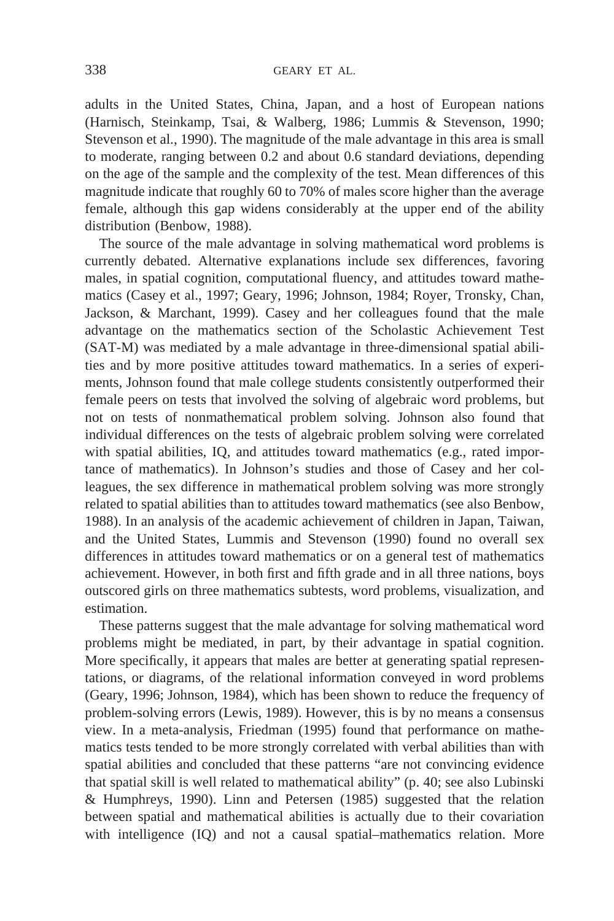adults in the United States, China, Japan, and a host of European nations (Harnisch, Steinkamp, Tsai, & Walberg, 1986; Lummis & Stevenson, 1990; Stevenson et al., 1990). The magnitude of the male advantage in this area is small to moderate, ranging between 0.2 and about 0.6 standard deviations, depending on the age of the sample and the complexity of the test. Mean differences of this magnitude indicate that roughly 60 to 70% of males score higher than the average female, although this gap widens considerably at the upper end of the ability distribution (Benbow, 1988).

The source of the male advantage in solving mathematical word problems is currently debated. Alternative explanations include sex differences, favoring males, in spatial cognition, computational fluency, and attitudes toward mathematics (Casey et al., 1997; Geary, 1996; Johnson, 1984; Royer, Tronsky, Chan, Jackson, & Marchant, 1999). Casey and her colleagues found that the male advantage on the mathematics section of the Scholastic Achievement Test (SAT-M) was mediated by a male advantage in three-dimensional spatial abilities and by more positive attitudes toward mathematics. In a series of experiments, Johnson found that male college students consistently outperformed their female peers on tests that involved the solving of algebraic word problems, but not on tests of nonmathematical problem solving. Johnson also found that individual differences on the tests of algebraic problem solving were correlated with spatial abilities, IQ, and attitudes toward mathematics (e.g., rated importance of mathematics). In Johnson's studies and those of Casey and her colleagues, the sex difference in mathematical problem solving was more strongly related to spatial abilities than to attitudes toward mathematics (see also Benbow, 1988). In an analysis of the academic achievement of children in Japan, Taiwan, and the United States, Lummis and Stevenson (1990) found no overall sex differences in attitudes toward mathematics or on a general test of mathematics achievement. However, in both first and fifth grade and in all three nations, boys outscored girls on three mathematics subtests, word problems, visualization, and estimation.

These patterns suggest that the male advantage for solving mathematical word problems might be mediated, in part, by their advantage in spatial cognition. More specifically, it appears that males are better at generating spatial representations, or diagrams, of the relational information conveyed in word problems (Geary, 1996; Johnson, 1984), which has been shown to reduce the frequency of problem-solving errors (Lewis, 1989). However, this is by no means a consensus view. In a meta-analysis, Friedman (1995) found that performance on mathematics tests tended to be more strongly correlated with verbal abilities than with spatial abilities and concluded that these patterns "are not convincing evidence that spatial skill is well related to mathematical ability" (p. 40; see also Lubinski & Humphreys, 1990). Linn and Petersen (1985) suggested that the relation between spatial and mathematical abilities is actually due to their covariation with intelligence (IQ) and not a causal spatial–mathematics relation. More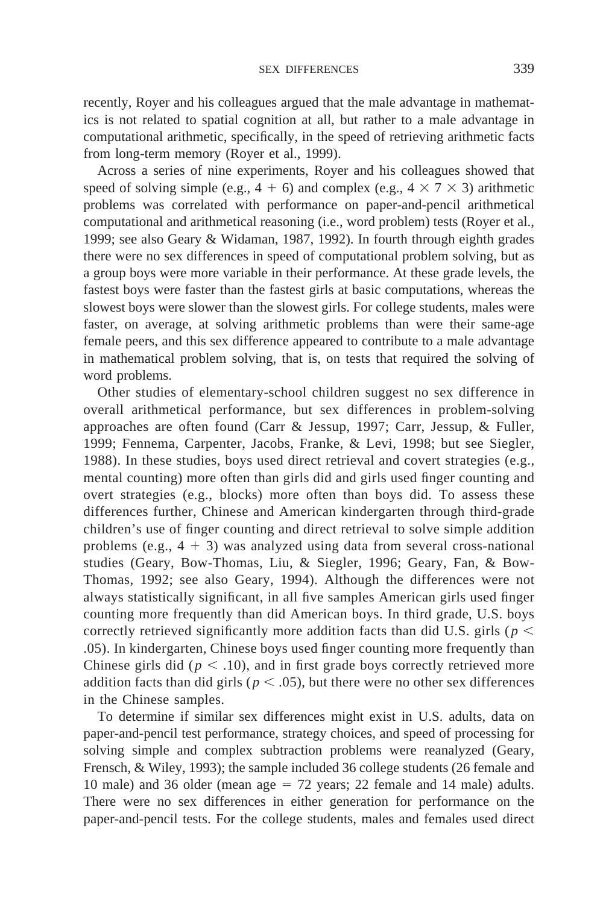recently, Royer and his colleagues argued that the male advantage in mathematics is not related to spatial cognition at all, but rather to a male advantage in computational arithmetic, specifically, in the speed of retrieving arithmetic facts from long-term memory (Royer et al., 1999).

Across a series of nine experiments, Royer and his colleagues showed that speed of solving simple (e.g., $4 + 6$) and complex (e.g., $4 \times 7 \times 3$) arithmetic problems was correlated with performance on paper-and-pencil arithmetical computational and arithmetical reasoning (i.e., word problem) tests (Royer et al., 1999; see also Geary & Widaman, 1987, 1992). In fourth through eighth grades there were no sex differences in speed of computational problem solving, but as a group boys were more variable in their performance. At these grade levels, the fastest boys were faster than the fastest girls at basic computations, whereas the slowest boys were slower than the slowest girls. For college students, males were faster, on average, at solving arithmetic problems than were their same-age female peers, and this sex difference appeared to contribute to a male advantage in mathematical problem solving, that is, on tests that required the solving of word problems.

Other studies of elementary-school children suggest no sex difference in overall arithmetical performance, but sex differences in problem-solving approaches are often found (Carr & Jessup, 1997; Carr, Jessup, & Fuller, 1999; Fennema, Carpenter, Jacobs, Franke, & Levi, 1998; but see Siegler, 1988). In these studies, boys used direct retrieval and covert strategies (e.g., mental counting) more often than girls did and girls used finger counting and overt strategies (e.g., blocks) more often than boys did. To assess these differences further, Chinese and American kindergarten through third-grade children's use of finger counting and direct retrieval to solve simple addition problems (e.g., $4 + 3$) was analyzed using data from several cross-national studies (Geary, Bow-Thomas, Liu, & Siegler, 1996; Geary, Fan, & Bow-Thomas, 1992; see also Geary, 1994). Although the differences were not always statistically significant, in all five samples American girls used finger counting more frequently than did American boys. In third grade, U.S. boys correctly retrieved significantly more addition facts than did U.S. girls ($p <$ .05). In kindergarten, Chinese boys used finger counting more frequently than Chinese girls did ($p < .10$), and in first grade boys correctly retrieved more addition facts than did girls ($p < .05$), but there were no other sex differences in the Chinese samples.

To determine if similar sex differences might exist in U.S. adults, data on paper-and-pencil test performance, strategy choices, and speed of processing for solving simple and complex subtraction problems were reanalyzed (Geary, Frensch, & Wiley, 1993); the sample included 36 college students (26 female and 10 male) and 36 older (mean age $= 72$ years; 22 female and 14 male) adults. There were no sex differences in either generation for performance on the paper-and-pencil tests. For the college students, males and females used direct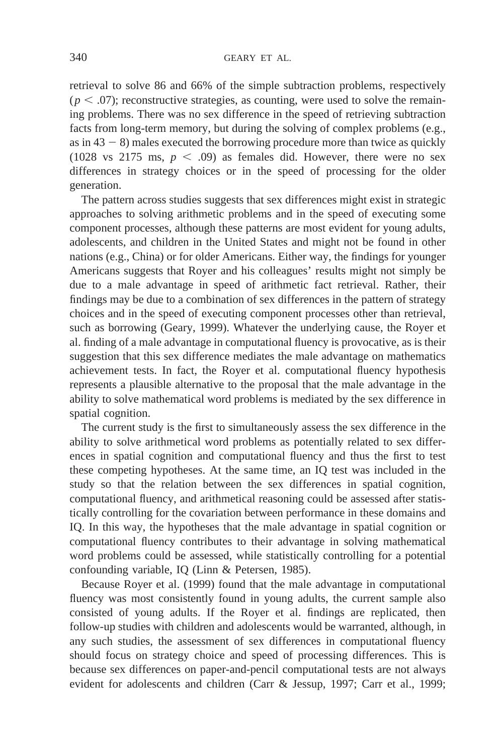retrieval to solve 86 and 66% of the simple subtraction problems, respectively ($p < .07$); reconstructive strategies, as counting, were used to solve the remaining problems. There was no sex difference in the speed of retrieving subtraction facts from long-term memory, but during the solving of complex problems (e.g., as in $43 - 8$) males executed the borrowing procedure more than twice as quickly (1028 vs 2175 ms, $p < .09$) as females did. However, there were no sex differences in strategy choices or in the speed of processing for the older generation.

The pattern across studies suggests that sex differences might exist in strategic approaches to solving arithmetic problems and in the speed of executing some component processes, although these patterns are most evident for young adults, adolescents, and children in the United States and might not be found in other nations (e.g., China) or for older Americans. Either way, the findings for younger Americans suggests that Royer and his colleagues' results might not simply be due to a male advantage in speed of arithmetic fact retrieval. Rather, their findings may be due to a combination of sex differences in the pattern of strategy choices and in the speed of executing component processes other than retrieval, such as borrowing (Geary, 1999). Whatever the underlying cause, the Royer et al. finding of a male advantage in computational fluency is provocative, as is their suggestion that this sex difference mediates the male advantage on mathematics achievement tests. In fact, the Royer et al. computational fluency hypothesis represents a plausible alternative to the proposal that the male advantage in the ability to solve mathematical word problems is mediated by the sex difference in spatial cognition.

The current study is the first to simultaneously assess the sex difference in the ability to solve arithmetical word problems as potentially related to sex differences in spatial cognition and computational fluency and thus the first to test these competing hypotheses. At the same time, an IQ test was included in the study so that the relation between the sex differences in spatial cognition, computational fluency, and arithmetical reasoning could be assessed after statistically controlling for the covariation between performance in these domains and IQ. In this way, the hypotheses that the male advantage in spatial cognition or computational fluency contributes to their advantage in solving mathematical word problems could be assessed, while statistically controlling for a potential confounding variable, IQ (Linn & Petersen, 1985).

Because Royer et al. (1999) found that the male advantage in computational fluency was most consistently found in young adults, the current sample also consisted of young adults. If the Royer et al. findings are replicated, then follow-up studies with children and adolescents would be warranted, although, in any such studies, the assessment of sex differences in computational fluency should focus on strategy choice and speed of processing differences. This is because sex differences on paper-and-pencil computational tests are not always evident for adolescents and children (Carr & Jessup, 1997; Carr et al., 1999;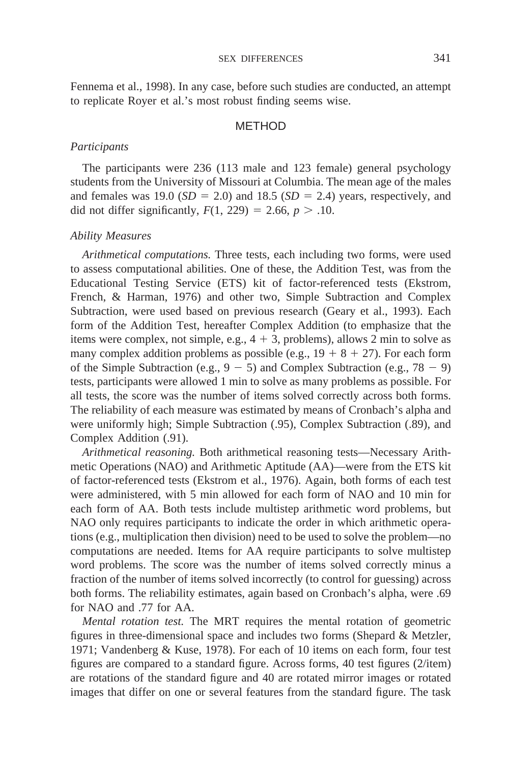Fennema et al., 1998). In any case, before such studies are conducted, an attempt to replicate Royer et al.'s most robust finding seems wise.

## METHOD

### *Participants*

The participants were 236 (113 male and 123 female) general psychology students from the University of Missouri at Columbia. The mean age of the males and females was 19.0 ($SD = 2.0$) and 18.5 ($SD = 2.4$) years, respectively, and did not differ significantly, $F(1, 229) = 2.66$, $p > .10$.

### *Ability Measures*

*Arithmetical computations.* Three tests, each including two forms, were used to assess computational abilities. One of these, the Addition Test, was from the Educational Testing Service (ETS) kit of factor-referenced tests (Ekstrom, French, & Harman, 1976) and other two, Simple Subtraction and Complex Subtraction, were used based on previous research (Geary et al., 1993). Each form of the Addition Test, hereafter Complex Addition (to emphasize that the items were complex, not simple, e.g., $4 + 3$, problems), allows 2 min to solve as many complex addition problems as possible (e.g., $19 + 8 + 27$). For each form of the Simple Subtraction (e.g., $9 - 5$) and Complex Subtraction (e.g., $78 - 9$) tests, participants were allowed 1 min to solve as many problems as possible. For all tests, the score was the number of items solved correctly across both forms. The reliability of each measure was estimated by means of Cronbach's alpha and were uniformly high; Simple Subtraction (.95), Complex Subtraction (.89), and Complex Addition (.91).

*Arithmetical reasoning.* Both arithmetical reasoning tests—Necessary Arithmetic Operations (NAO) and Arithmetic Aptitude (AA)—were from the ETS kit of factor-referenced tests (Ekstrom et al., 1976). Again, both forms of each test were administered, with 5 min allowed for each form of NAO and 10 min for each form of AA. Both tests include multistep arithmetic word problems, but NAO only requires participants to indicate the order in which arithmetic operations (e.g., multiplication then division) need to be used to solve the problem—no computations are needed. Items for AA require participants to solve multistep word problems. The score was the number of items solved correctly minus a fraction of the number of items solved incorrectly (to control for guessing) across both forms. The reliability estimates, again based on Cronbach's alpha, were .69 for NAO and .77 for AA.

*Mental rotation test.* The MRT requires the mental rotation of geometric figures in three-dimensional space and includes two forms (Shepard & Metzler, 1971; Vandenberg & Kuse, 1978). For each of 10 items on each form, four test figures are compared to a standard figure. Across forms, 40 test figures (2/item) are rotations of the standard figure and 40 are rotated mirror images or rotated images that differ on one or several features from the standard figure. The task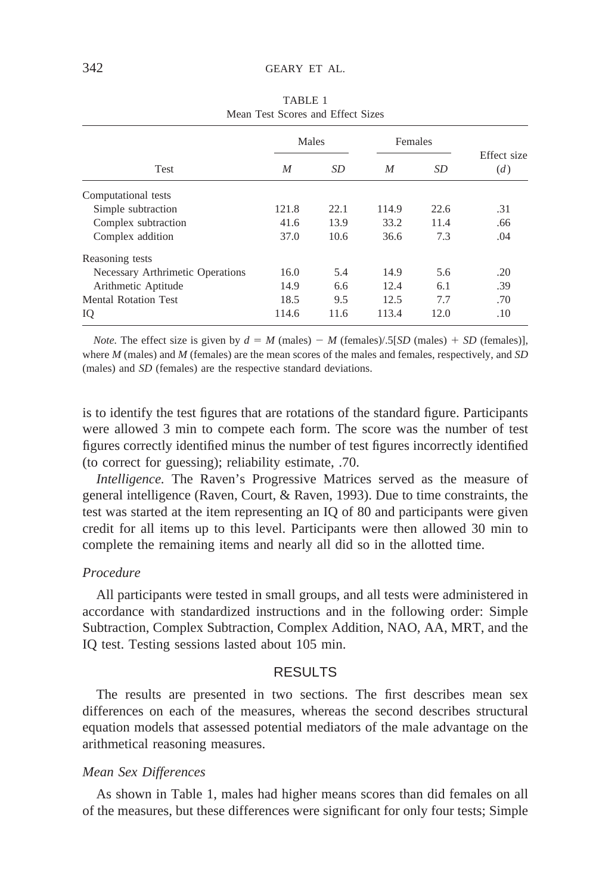TABLE 1
Mean Test Scores and Effect Sizes

| Test | Males | | Females | | Effect size |
|---|---|---|---|---|---|
| | *M* | *SD* | *M* | *SD* | (*d*) |
| Computational tests | | | | | |
| Simple subtraction | 121.8 | 22.1 | 114.9 | 22.6 | .31 |
| Complex subtraction | 41.6 | 13.9 | 33.2 | 11.4 | .66 |
| Complex addition | 37.0 | 10.6 | 36.6 | 7.3 | .04 |
| Reasoning tests | | | | | |
| Necessary Arthrimetic Operations | 16.0 | 5.4 | 14.9 | 5.6 | .20 |
| Arithmetic Aptitude | 14.9 | 6.6 | 12.4 | 6.1 | .39 |
| Mental Rotation Test | 18.5 | 9.5 | 12.5 | 7.7 | .70 |
| IQ | 114.6 | 11.6 | 113.4 | 12.0 | .10 |

*Note.* The effect size is given by $d = M$ (males) $-$ $M$ (females)/.5[$SD$ (males) + $SD$ (females)], where *M* (males) and *M* (females) are the mean scores of the males and females, respectively, and *SD* (males) and *SD* (females) are the respective standard deviations.

is to identify the test figures that are rotations of the standard figure. Participants were allowed 3 min to compete each form. The score was the number of test figures correctly identified minus the number of test figures incorrectly identified (to correct for guessing); reliability estimate, .70.

*Intelligence.* The Raven's Progressive Matrices served as the measure of general intelligence (Raven, Court, & Raven, 1993). Due to time constraints, the test was started at the item representing an IQ of 80 and participants were given credit for all items up to this level. Participants were then allowed 30 min to complete the remaining items and nearly all did so in the allotted time.

### *Procedure*

All participants were tested in small groups, and all tests were administered in accordance with standardized instructions and in the following order: Simple Subtraction, Complex Subtraction, Complex Addition, NAO, AA, MRT, and the IQ test. Testing sessions lasted about 105 min.

## RESULTS

The results are presented in two sections. The first describes mean sex differences on each of the measures, whereas the second describes structural equation models that assessed potential mediators of the male advantage on the arithmetical reasoning measures.

### *Mean Sex Differences*

As shown in Table 1, males had higher means scores than did females on all of the measures, but these differences were significant for only four tests; Simple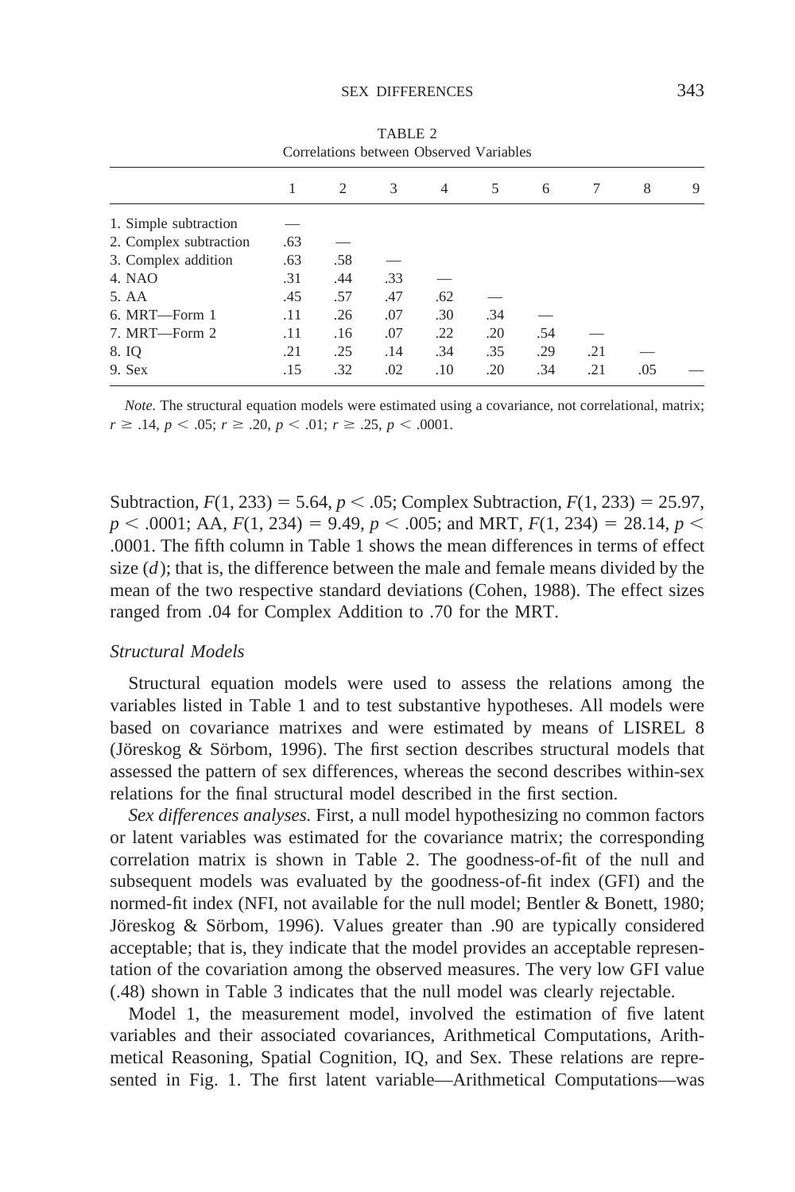TABLE 2
Correlations between Observed Variables

| | 1 | 2 | 3 | 4 | 5 | 6 | 7 | 8 | 9 |
|---|---|---|---|---|---|---|---|---|---|
| 1. Simple subtraction | — | | | | | | | | |
| 2. Complex subtraction | .63 | — | | | | | | | |
| 3. Complex addition | .63 | .58 | — | | | | | | |
| 4. NAO | .31 | .44 | .33 | — | | | | | |
| 5. AA | .45 | .57 | .47 | .62 | — | | | | |
| 6. MRT—Form 1 | .11 | .26 | .07 | .30 | .34 | — | | | |
| 7. MRT—Form 2 | .11 | .16 | .07 | .22 | .20 | .54 | — | | |
| 8. IQ | .21 | .25 | .14 | .34 | .35 | .29 | .21 | — | |
| 9. Sex | .15 | .32 | .02 | .10 | .20 | .34 | .21 | .05 | — |

*Note.* The structural equation models were estimated using a covariance, not correlational, matrix; $r \geq .14$, $p < .05$; $r \geq .20$, $p < .01$; $r \geq .25$, $p < .0001$.

Subtraction, $F(1, 233) = 5.64$, $p < .05$; Complex Subtraction, $F(1, 233) = 25.97$, $p < .0001$; AA, $F(1, 234) = 9.49$, $p < .005$; and MRT, $F(1, 234) = 28.14$, $p < .0001$. The fifth column in Table 1 shows the mean differences in terms of effect size ($d$); that is, the difference between the male and female means divided by the mean of the two respective standard deviations (Cohen, 1988). The effect sizes ranged from .04 for Complex Addition to .70 for the MRT.

### Structural Models

Structural equation models were used to assess the relations among the variables listed in Table 1 and to test substantive hypotheses. All models were based on covariance matrixes and were estimated by means of LISREL 8 (Jöreskog & Sörbom, 1996). The first section describes structural models that assessed the pattern of sex differences, whereas the second describes within-sex relations for the final structural model described in the first section.

*Sex differences analyses.* First, a null model hypothesizing no common factors or latent variables was estimated for the covariance matrix; the corresponding correlation matrix is shown in Table 2. The goodness-of-fit of the null and subsequent models was evaluated by the goodness-of-fit index (GFI) and the normed-fit index (NFI, not available for the null model; Bentler & Bonett, 1980; Jöreskog & Sörbom, 1996). Values greater than .90 are typically considered acceptable; that is, they indicate that the model provides an acceptable representation of the covariation among the observed measures. The very low GFI value (.48) shown in Table 3 indicates that the null model was clearly rejectable.

Model 1, the measurement model, involved the estimation of five latent variables and their associated covariances, Arithmetical Computations, Arithmetical Reasoning, Spatial Cognition, IQ, and Sex. These relations are represented in Fig. 1. The first latent variable—Arithmetical Computations—was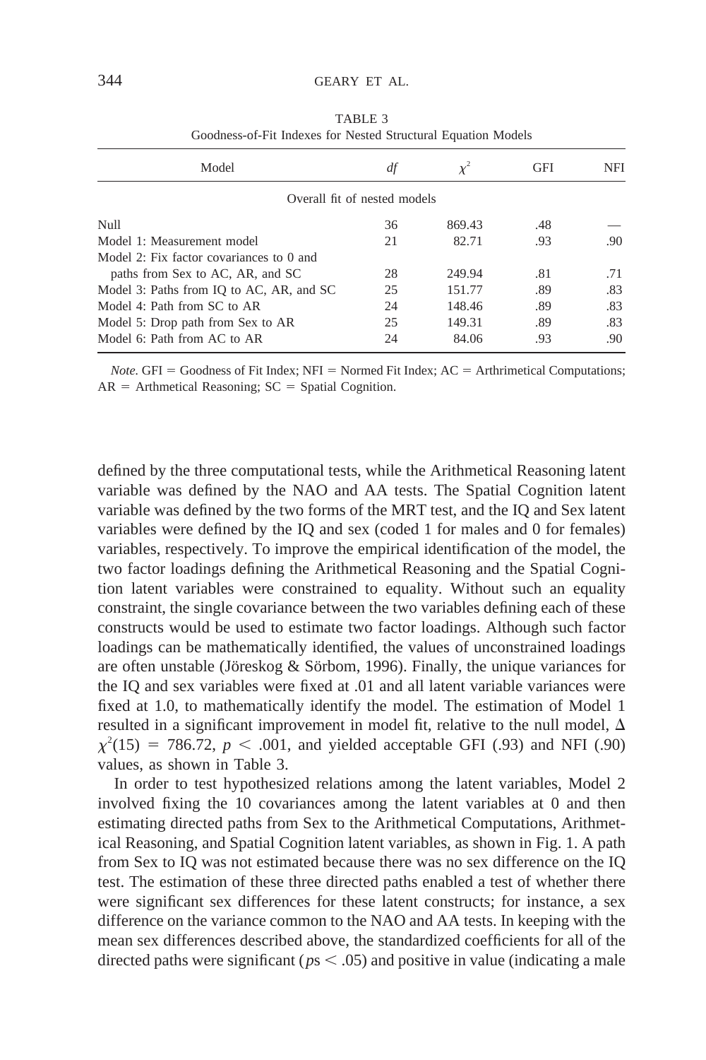TABLE 3
Goodness-of-Fit Indexes for Nested Structural Equation Models

| Model | *df* | $\chi^2$ | GFI | NFI |
|---|---|---|---|---|
| Overall fit of nested models | | | | |
| Null | 36 | 869.43 | .48 | — |
| Model 1: Measurement model | 21 | 82.71 | .93 | .90 |
| Model 2: Fix factor covariances to 0 and paths from Sex to AC, AR, and SC | 28 | 249.94 | .81 | .71 |
| Model 3: Paths from IQ to AC, AR, and SC | 25 | 151.77 | .89 | .83 |
| Model 4: Path from SC to AR | 24 | 148.46 | .89 | .83 |
| Model 5: Drop path from Sex to AR | 25 | 149.31 | .89 | .83 |
| Model 6: Path from AC to AR | 24 | 84.06 | .93 | .90 |

*Note.* GFI = Goodness of Fit Index; NFI = Normed Fit Index; AC = Arthrimetical Computations; AR = Arthmetical Reasoning; SC = Spatial Cognition.

defined by the three computational tests, while the Arithmetical Reasoning latent variable was defined by the NAO and AA tests. The Spatial Cognition latent variable was defined by the two forms of the MRT test, and the IQ and Sex latent variables were defined by the IQ and sex (coded 1 for males and 0 for females) variables, respectively. To improve the empirical identification of the model, the two factor loadings defining the Arithmetical Reasoning and the Spatial Cognition latent variables were constrained to equality. Without such an equality constraint, the single covariance between the two variables defining each of these constructs would be used to estimate two factor loadings. Although such factor loadings can be mathematically identified, the values of unconstrained loadings are often unstable (Jöreskog & Sörbom, 1996). Finally, the unique variances for the IQ and sex variables were fixed at .01 and all latent variable variances were fixed at 1.0, to mathematically identify the model. The estimation of Model 1 resulted in a significant improvement in model fit, relative to the null model, $\Delta\chi^2(15) = 786.72$, $p < .001$, and yielded acceptable GFI (.93) and NFI (.90) values, as shown in Table 3.

In order to test hypothesized relations among the latent variables, Model 2 involved fixing the 10 covariances among the latent variables at 0 and then estimating directed paths from Sex to the Arithmetical Computations, Arithmetical Reasoning, and Spatial Cognition latent variables, as shown in Fig. 1. A path from Sex to IQ was not estimated because there was no sex difference on the IQ test. The estimation of these three directed paths enabled a test of whether there were significant sex differences for these latent constructs; for instance, a sex difference on the variance common to the NAO and AA tests. In keeping with the mean sex differences described above, the standardized coefficients for all of the directed paths were significant ($p$s $< .05$) and positive in value (indicating a male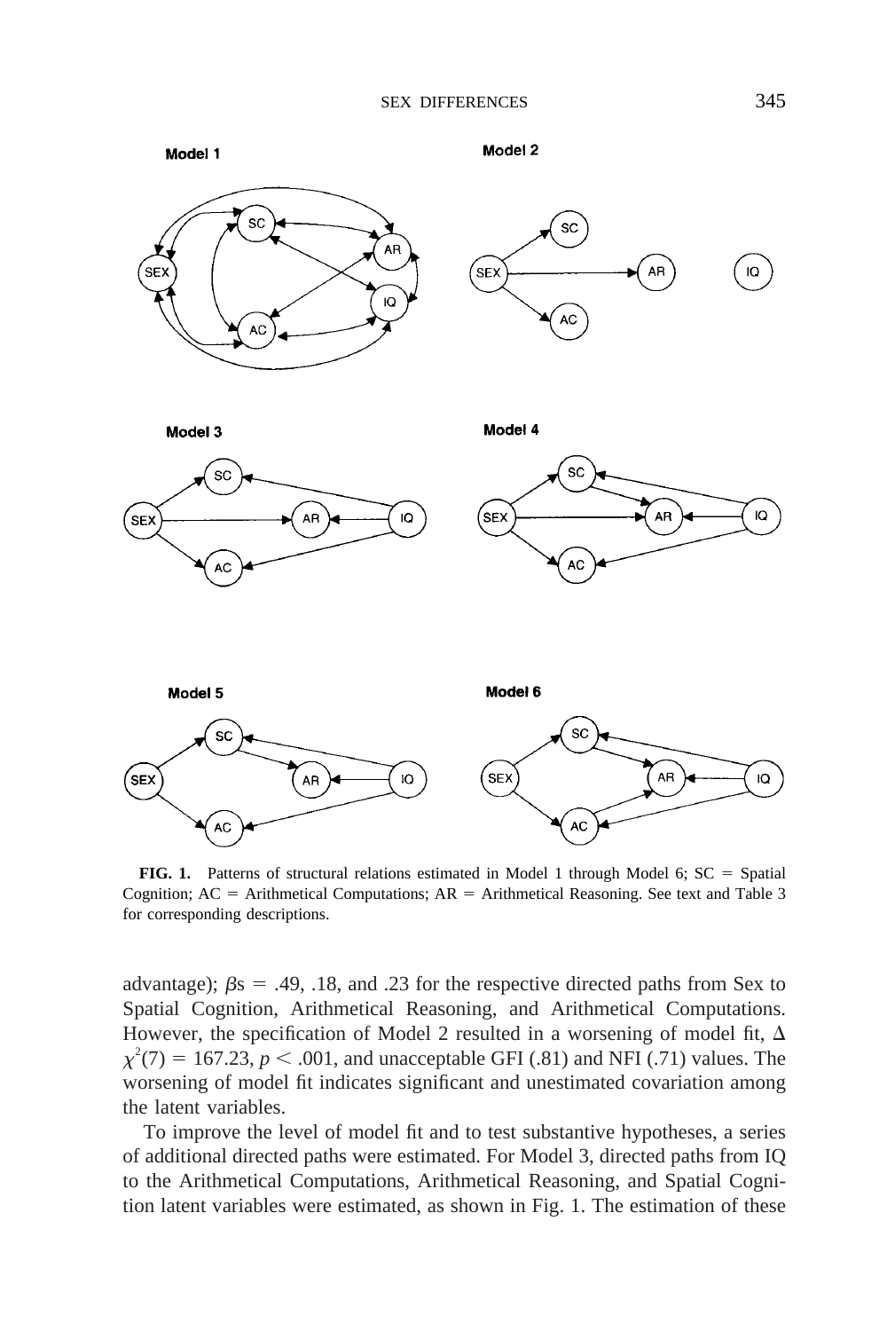**FIG. 1.** Patterns of structural relations estimated in Model 1 through Model 6; SC = Spatial Cognition; AC = Arithmetical Computations; AR = Arithmetical Reasoning. See text and Table 3 for corresponding descriptions.

advantage); $\beta$s = .49, .18, and .23 for the respective directed paths from Sex to Spatial Cognition, Arithmetical Reasoning, and Arithmetical Computations. However, the specification of Model 2 resulted in a worsening of model fit, $\Delta\ \chi^2(7) = 167.23$, $p < .001$, and unacceptable GFI (.81) and NFI (.71) values. The worsening of model fit indicates significant and unestimated covariation among the latent variables.

To improve the level of model fit and to test substantive hypotheses, a series of additional directed paths were estimated. For Model 3, directed paths from IQ to the Arithmetical Computations, Arithmetical Reasoning, and Spatial Cognition latent variables were estimated, as shown in Fig. 1. The estimation of these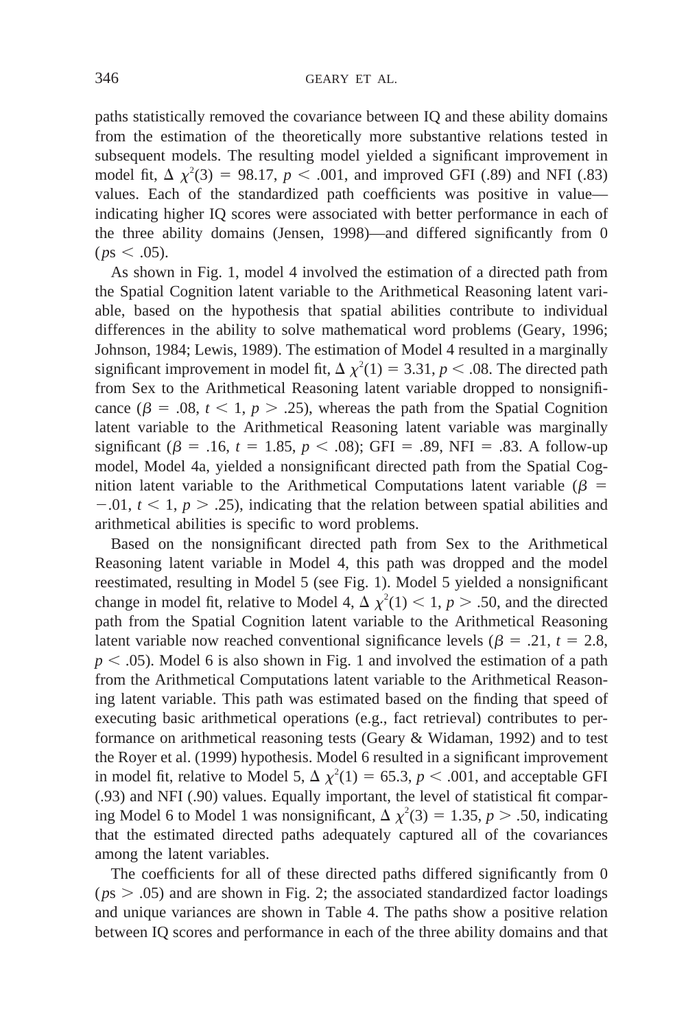paths statistically removed the covariance between IQ and these ability domains from the estimation of the theoretically more substantive relations tested in subsequent models. The resulting model yielded a significant improvement in model fit, $\Delta\ \chi^2(3) = 98.17$, $p < .001$, and improved GFI (.89) and NFI (.83) values. Each of the standardized path coefficients was positive in value—indicating higher IQ scores were associated with better performance in each of the three ability domains (Jensen, 1998)—and differed significantly from 0 ($p$s $< .05$).

As shown in Fig. 1, model 4 involved the estimation of a directed path from the Spatial Cognition latent variable to the Arithmetical Reasoning latent variable, based on the hypothesis that spatial abilities contribute to individual differences in the ability to solve mathematical word problems (Geary, 1996; Johnson, 1984; Lewis, 1989). The estimation of Model 4 resulted in a marginally significant improvement in model fit, $\Delta\ \chi^2(1) = 3.31$, $p < .08$. The directed path from Sex to the Arithmetical Reasoning latent variable dropped to nonsignificance ($\beta = .08$, $t < 1$, $p > .25$), whereas the path from the Spatial Cognition latent variable to the Arithmetical Reasoning latent variable was marginally significant ($\beta = .16$, $t = 1.85$, $p < .08$); GFI = .89, NFI = .83. A follow-up model, Model 4a, yielded a nonsignificant directed path from the Spatial Cognition latent variable to the Arithmetical Computations latent variable ($\beta = -.01$, $t < 1$, $p > .25$), indicating that the relation between spatial abilities and arithmetical abilities is specific to word problems.

Based on the nonsignificant directed path from Sex to the Arithmetical Reasoning latent variable in Model 4, this path was dropped and the model reestimated, resulting in Model 5 (see Fig. 1). Model 5 yielded a nonsignificant change in model fit, relative to Model 4, $\Delta\ \chi^2(1) < 1$, $p > .50$, and the directed path from the Spatial Cognition latent variable to the Arithmetical Reasoning latent variable now reached conventional significance levels ($\beta = .21$, $t = 2.8$, $p < .05$). Model 6 is also shown in Fig. 1 and involved the estimation of a path from the Arithmetical Computations latent variable to the Arithmetical Reasoning latent variable. This path was estimated based on the finding that speed of executing basic arithmetical operations (e.g., fact retrieval) contributes to performance on arithmetical reasoning tests (Geary & Widaman, 1992) and to test the Royer et al. (1999) hypothesis. Model 6 resulted in a significant improvement in model fit, relative to Model 5, $\Delta\ \chi^2(1) = 65.3$, $p < .001$, and acceptable GFI (.93) and NFI (.90) values. Equally important, the level of statistical fit comparing Model 6 to Model 1 was nonsignificant, $\Delta\ \chi^2(3) = 1.35$, $p > .50$, indicating that the estimated directed paths adequately captured all of the covariances among the latent variables.

The coefficients for all of these directed paths differed significantly from 0 ($p$s $> .05$) and are shown in Fig. 2; the associated standardized factor loadings and unique variances are shown in Table 4. The paths show a positive relation between IQ scores and performance in each of the three ability domains and that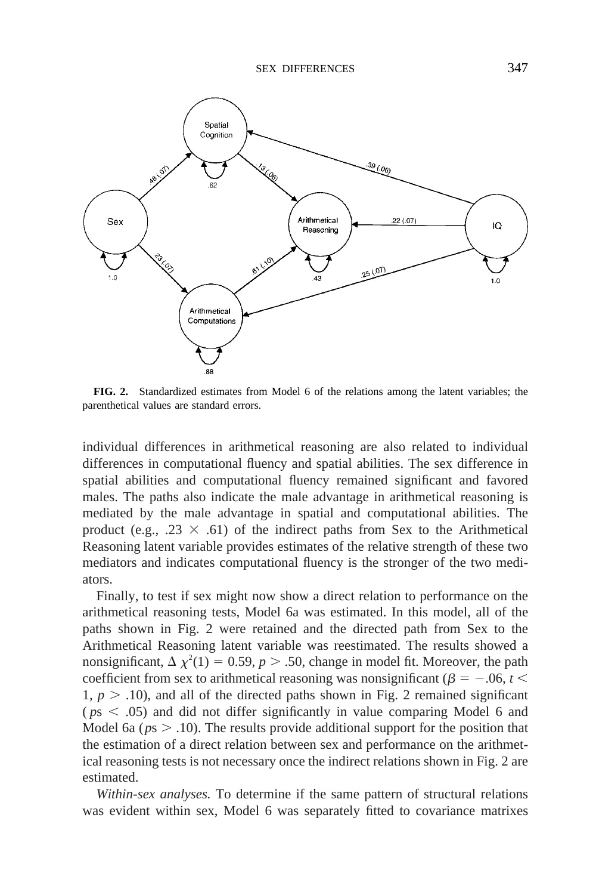**FIG. 2.** Standardized estimates from Model 6 of the relations among the latent variables; the parenthetical values are standard errors.

individual differences in arithmetical reasoning are also related to individual differences in computational fluency and spatial abilities. The sex difference in spatial abilities and computational fluency remained significant and favored males. The paths also indicate the male advantage in arithmetical reasoning is mediated by the male advantage in spatial and computational abilities. The product (e.g., .23 × .61) of the indirect paths from Sex to the Arithmetical Reasoning latent variable provides estimates of the relative strength of these two mediators and indicates computational fluency is the stronger of the two mediators.

Finally, to test if sex might now show a direct relation to performance on the arithmetical reasoning tests, Model 6a was estimated. In this model, all of the paths shown in Fig. 2 were retained and the directed path from Sex to the Arithmetical Reasoning latent variable was reestimated. The results showed a nonsignificant, $\Delta\chi^2(1) = 0.59$, $p > .50$, change in model fit. Moreover, the path coefficient from sex to arithmetical reasoning was nonsignificant ($\beta = -.06$, $t < 1$, $p > .10$), and all of the directed paths shown in Fig. 2 remained significant ($p$s $< .05$) and did not differ significantly in value comparing Model 6 and Model 6a ($p$s $> .10$). The results provide additional support for the position that the estimation of a direct relation between sex and performance on the arithmetical reasoning tests is not necessary once the indirect relations shown in Fig. 2 are estimated.

*Within-sex analyses.* To determine if the same pattern of structural relations was evident within sex, Model 6 was separately fitted to covariance matrixes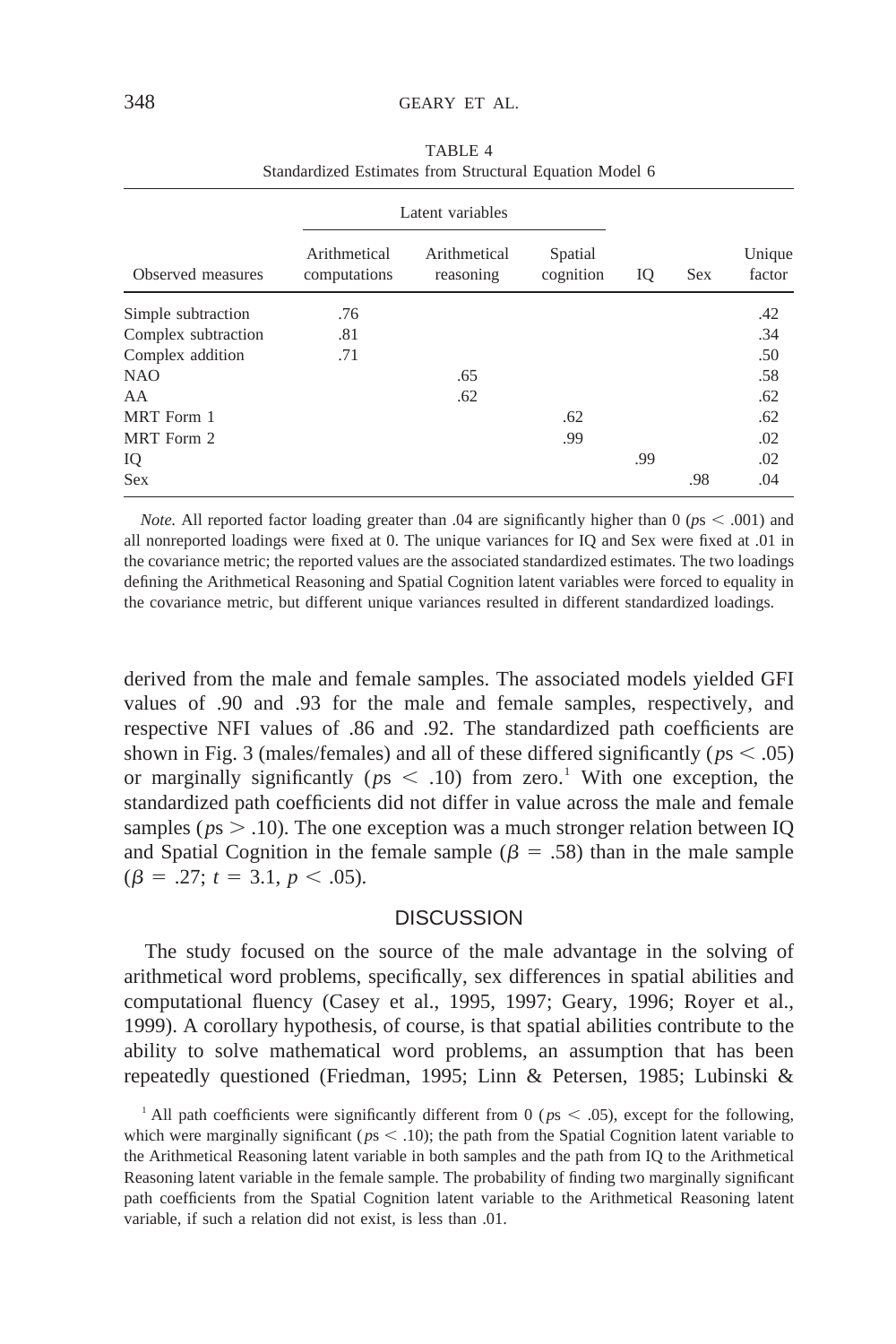TABLE 4
Standardized Estimates from Structural Equation Model 6

| Observed measures | Latent variables | | | | | |
|---|---|---|---|---|---|---|
| | Arithmetical computations | Arithmetical reasoning | Spatial cognition | IQ | Sex | Unique factor |
| Simple subtraction | .76 | | | | | .42 |
| Complex subtraction | .81 | | | | | .34 |
| Complex addition | .71 | | | | | .50 |
| NAO | | .65 | | | | .58 |
| AA | | .62 | | | | .62 |
| MRT Form 1 | | | .62 | | | .62 |
| MRT Form 2 | | | .99 | | | .02 |
| IQ | | | | .99 | | .02 |
| Sex | | | | | .98 | .04 |

*Note.* All reported factor loading greater than .04 are significantly higher than 0 ($ps < .001$) and all nonreported loadings were fixed at 0. The unique variances for IQ and Sex were fixed at .01 in the covariance metric; the reported values are the associated standardized estimates. The two loadings defining the Arithmetical Reasoning and Spatial Cognition latent variables were forced to equality in the covariance metric, but different unique variances resulted in different standardized loadings.

derived from the male and female samples. The associated models yielded GFI values of .90 and .93 for the male and female samples, respectively, and respective NFI values of .86 and .92. The standardized path coefficients are shown in Fig. 3 (males/females) and all of these differed significantly ($ps < .05$) or marginally significantly ($ps < .10$) from zero.[1] With one exception, the standardized path coefficients did not differ in value across the male and female samples ($ps > .10$). The one exception was a much stronger relation between IQ and Spatial Cognition in the female sample ($\beta = .58$) than in the male sample ($\beta = .27$; $t = 3.1$, $p < .05$).

## DISCUSSION

The study focused on the source of the male advantage in the solving of arithmetical word problems, specifically, sex differences in spatial abilities and computational fluency (Casey et al., 1995, 1997; Geary, 1996; Royer et al., 1999). A corollary hypothesis, of course, is that spatial abilities contribute to the ability to solve mathematical word problems, an assumption that has been repeatedly questioned (Friedman, 1995; Linn & Petersen, 1985; Lubinski &

[1] All path coefficients were significantly different from 0 ($ps < .05$), except for the following, which were marginally significant ($ps < .10$); the path from the Spatial Cognition latent variable to the Arithmetical Reasoning latent variable in both samples and the path from IQ to the Arithmetical Reasoning latent variable in the female sample. The probability of finding two marginally significant path coefficients from the Spatial Cognition latent variable to the Arithmetical Reasoning latent variable, if such a relation did not exist, is less than .01.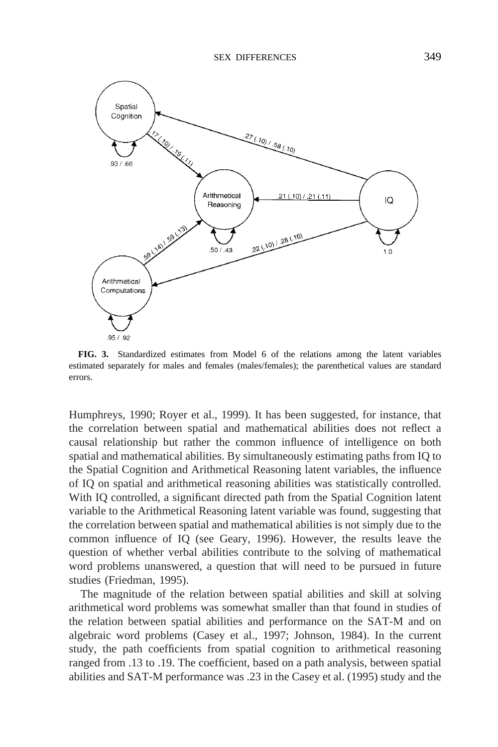**FIG. 3.** Standardized estimates from Model 6 of the relations among the latent variables estimated separately for males and females (males/females); the parenthetical values are standard errors.

Humphreys, 1990; Royer et al., 1999). It has been suggested, for instance, that the correlation between spatial and mathematical abilities does not reflect a causal relationship but rather the common influence of intelligence on both spatial and mathematical abilities. By simultaneously estimating paths from IQ to the Spatial Cognition and Arithmetical Reasoning latent variables, the influence of IQ on spatial and arithmetical reasoning abilities was statistically controlled. With IQ controlled, a significant directed path from the Spatial Cognition latent variable to the Arithmetical Reasoning latent variable was found, suggesting that the correlation between spatial and mathematical abilities is not simply due to the common influence of IQ (see Geary, 1996). However, the results leave the question of whether verbal abilities contribute to the solving of mathematical word problems unanswered, a question that will need to be pursued in future studies (Friedman, 1995).

The magnitude of the relation between spatial abilities and skill at solving arithmetical word problems was somewhat smaller than that found in studies of the relation between spatial abilities and performance on the SAT-M and on algebraic word problems (Casey et al., 1997; Johnson, 1984). In the current study, the path coefficients from spatial cognition to arithmetical reasoning ranged from .13 to .19. The coefficient, based on a path analysis, between spatial abilities and SAT-M performance was .23 in the Casey et al. (1995) study and the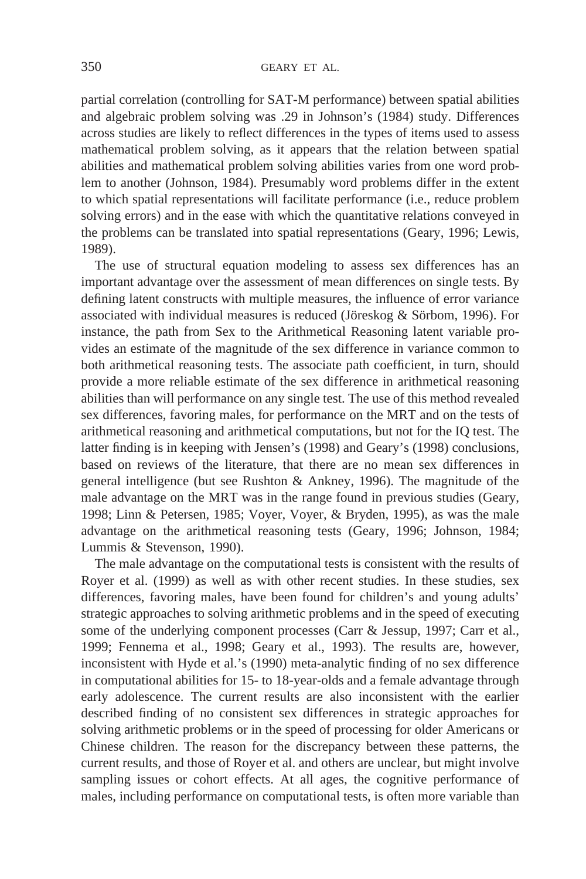partial correlation (controlling for SAT-M performance) between spatial abilities and algebraic problem solving was .29 in Johnson's (1984) study. Differences across studies are likely to reflect differences in the types of items used to assess mathematical problem solving, as it appears that the relation between spatial abilities and mathematical problem solving abilities varies from one word problem to another (Johnson, 1984). Presumably word problems differ in the extent to which spatial representations will facilitate performance (i.e., reduce problem solving errors) and in the ease with which the quantitative relations conveyed in the problems can be translated into spatial representations (Geary, 1996; Lewis, 1989).

The use of structural equation modeling to assess sex differences has an important advantage over the assessment of mean differences on single tests. By defining latent constructs with multiple measures, the influence of error variance associated with individual measures is reduced (Jöreskog & Sörbom, 1996). For instance, the path from Sex to the Arithmetical Reasoning latent variable provides an estimate of the magnitude of the sex difference in variance common to both arithmetical reasoning tests. The associate path coefficient, in turn, should provide a more reliable estimate of the sex difference in arithmetical reasoning abilities than will performance on any single test. The use of this method revealed sex differences, favoring males, for performance on the MRT and on the tests of arithmetical reasoning and arithmetical computations, but not for the IQ test. The latter finding is in keeping with Jensen's (1998) and Geary's (1998) conclusions, based on reviews of the literature, that there are no mean sex differences in general intelligence (but see Rushton & Ankney, 1996). The magnitude of the male advantage on the MRT was in the range found in previous studies (Geary, 1998; Linn & Petersen, 1985; Voyer, Voyer, & Bryden, 1995), as was the male advantage on the arithmetical reasoning tests (Geary, 1996; Johnson, 1984; Lummis & Stevenson, 1990).

The male advantage on the computational tests is consistent with the results of Royer et al. (1999) as well as with other recent studies. In these studies, sex differences, favoring males, have been found for children's and young adults' strategic approaches to solving arithmetic problems and in the speed of executing some of the underlying component processes (Carr & Jessup, 1997; Carr et al., 1999; Fennema et al., 1998; Geary et al., 1993). The results are, however, inconsistent with Hyde et al.'s (1990) meta-analytic finding of no sex difference in computational abilities for 15- to 18-year-olds and a female advantage through early adolescence. The current results are also inconsistent with the earlier described finding of no consistent sex differences in strategic approaches for solving arithmetic problems or in the speed of processing for older Americans or Chinese children. The reason for the discrepancy between these patterns, the current results, and those of Royer et al. and others are unclear, but might involve sampling issues or cohort effects. At all ages, the cognitive performance of males, including performance on computational tests, is often more variable than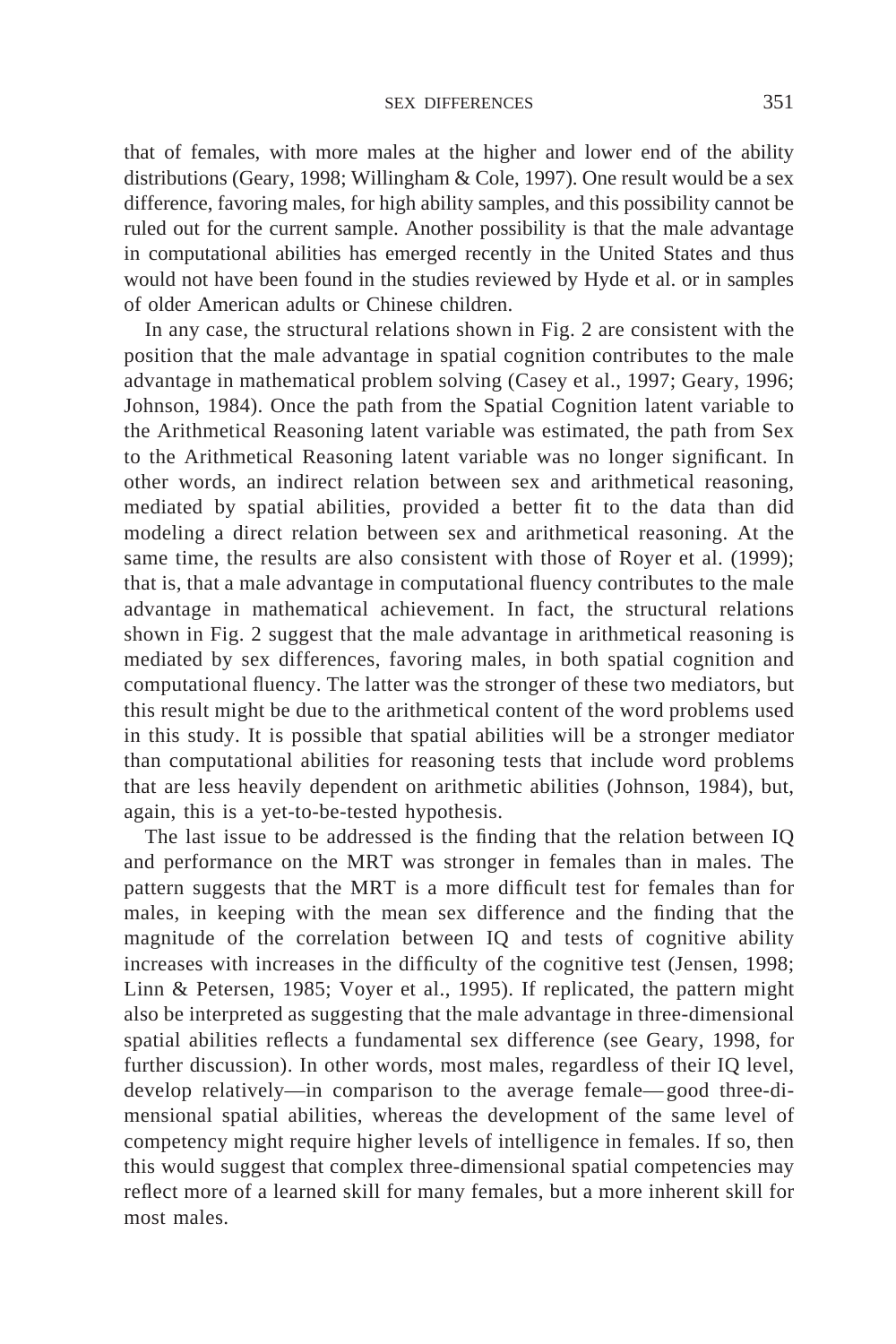that of females, with more males at the higher and lower end of the ability distributions (Geary, 1998; Willingham & Cole, 1997). One result would be a sex difference, favoring males, for high ability samples, and this possibility cannot be ruled out for the current sample. Another possibility is that the male advantage in computational abilities has emerged recently in the United States and thus would not have been found in the studies reviewed by Hyde et al. or in samples of older American adults or Chinese children.

In any case, the structural relations shown in Fig. 2 are consistent with the position that the male advantage in spatial cognition contributes to the male advantage in mathematical problem solving (Casey et al., 1997; Geary, 1996; Johnson, 1984). Once the path from the Spatial Cognition latent variable to the Arithmetical Reasoning latent variable was estimated, the path from Sex to the Arithmetical Reasoning latent variable was no longer significant. In other words, an indirect relation between sex and arithmetical reasoning, mediated by spatial abilities, provided a better fit to the data than did modeling a direct relation between sex and arithmetical reasoning. At the same time, the results are also consistent with those of Royer et al. (1999); that is, that a male advantage in computational fluency contributes to the male advantage in mathematical achievement. In fact, the structural relations shown in Fig. 2 suggest that the male advantage in arithmetical reasoning is mediated by sex differences, favoring males, in both spatial cognition and computational fluency. The latter was the stronger of these two mediators, but this result might be due to the arithmetical content of the word problems used in this study. It is possible that spatial abilities will be a stronger mediator than computational abilities for reasoning tests that include word problems that are less heavily dependent on arithmetic abilities (Johnson, 1984), but, again, this is a yet-to-be-tested hypothesis.

The last issue to be addressed is the finding that the relation between IQ and performance on the MRT was stronger in females than in males. The pattern suggests that the MRT is a more difficult test for females than for males, in keeping with the mean sex difference and the finding that the magnitude of the correlation between IQ and tests of cognitive ability increases with increases in the difficulty of the cognitive test (Jensen, 1998; Linn & Petersen, 1985; Voyer et al., 1995). If replicated, the pattern might also be interpreted as suggesting that the male advantage in three-dimensional spatial abilities reflects a fundamental sex difference (see Geary, 1998, for further discussion). In other words, most males, regardless of their IQ level, develop relatively—in comparison to the average female—good three-dimensional spatial abilities, whereas the development of the same level of competency might require higher levels of intelligence in females. If so, then this would suggest that complex three-dimensional spatial competencies may reflect more of a learned skill for many females, but a more inherent skill for most males.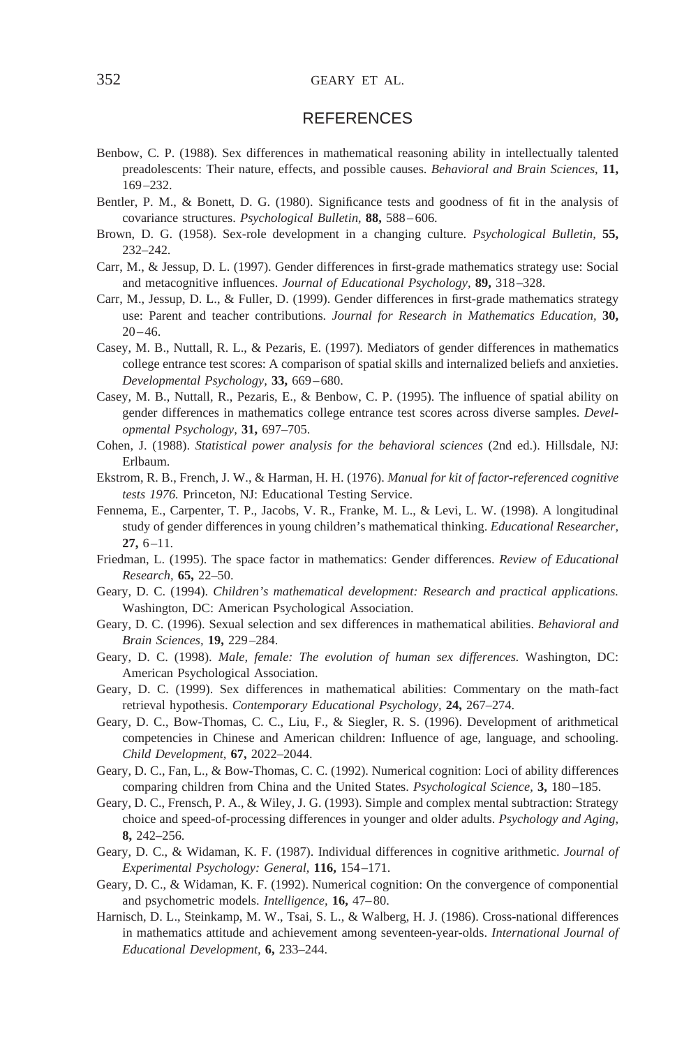## REFERENCES

Benbow, C. P. (1988). Sex differences in mathematical reasoning ability in intellectually talented preadolescents: Their nature, effects, and possible causes. *Behavioral and Brain Sciences,* **11,** 169–232.

Bentler, P. M., & Bonett, D. G. (1980). Significance tests and goodness of fit in the analysis of covariance structures. *Psychological Bulletin,* **88,** 588–606.

Brown, D. G. (1958). Sex-role development in a changing culture. *Psychological Bulletin,* **55,** 232–242.

Carr, M., & Jessup, D. L. (1997). Gender differences in first-grade mathematics strategy use: Social and metacognitive influences. *Journal of Educational Psychology,* **89,** 318–328.

Carr, M., Jessup, D. L., & Fuller, D. (1999). Gender differences in first-grade mathematics strategy use: Parent and teacher contributions. *Journal for Research in Mathematics Education,* **30,** 20–46.

Casey, M. B., Nuttall, R. L., & Pezaris, E. (1997). Mediators of gender differences in mathematics college entrance test scores: A comparison of spatial skills and internalized beliefs and anxieties. *Developmental Psychology,* **33,** 669–680.

Casey, M. B., Nuttall, R., Pezaris, E., & Benbow, C. P. (1995). The influence of spatial ability on gender differences in mathematics college entrance test scores across diverse samples. *Developmental Psychology,* **31,** 697–705.

Cohen, J. (1988). *Statistical power analysis for the behavioral sciences* (2nd ed.). Hillsdale, NJ: Erlbaum.

Ekstrom, R. B., French, J. W., & Harman, H. H. (1976). *Manual for kit of factor-referenced cognitive tests 1976.* Princeton, NJ: Educational Testing Service.

Fennema, E., Carpenter, T. P., Jacobs, V. R., Franke, M. L., & Levi, L. W. (1998). A longitudinal study of gender differences in young children's mathematical thinking. *Educational Researcher,* **27,** 6–11.

Friedman, L. (1995). The space factor in mathematics: Gender differences. *Review of Educational Research,* **65,** 22–50.

Geary, D. C. (1994). *Children's mathematical development: Research and practical applications.* Washington, DC: American Psychological Association.

Geary, D. C. (1996). Sexual selection and sex differences in mathematical abilities. *Behavioral and Brain Sciences,* **19,** 229–284.

Geary, D. C. (1998). *Male, female: The evolution of human sex differences.* Washington, DC: American Psychological Association.

Geary, D. C. (1999). Sex differences in mathematical abilities: Commentary on the math-fact retrieval hypothesis. *Contemporary Educational Psychology,* **24,** 267–274.

Geary, D. C., Bow-Thomas, C. C., Liu, F., & Siegler, R. S. (1996). Development of arithmetical competencies in Chinese and American children: Influence of age, language, and schooling. *Child Development,* **67,** 2022–2044.

Geary, D. C., Fan, L., & Bow-Thomas, C. C. (1992). Numerical cognition: Loci of ability differences comparing children from China and the United States. *Psychological Science,* **3,** 180–185.

Geary, D. C., Frensch, P. A., & Wiley, J. G. (1993). Simple and complex mental subtraction: Strategy choice and speed-of-processing differences in younger and older adults. *Psychology and Aging,* **8,** 242–256.

Geary, D. C., & Widaman, K. F. (1987). Individual differences in cognitive arithmetic. *Journal of Experimental Psychology: General,* **116,** 154–171.

Geary, D. C., & Widaman, K. F. (1992). Numerical cognition: On the convergence of componential and psychometric models. *Intelligence,* **16,** 47–80.

Harnisch, D. L., Steinkamp, M. W., Tsai, S. L., & Walberg, H. J. (1986). Cross-national differences in mathematics attitude and achievement among seventeen-year-olds. *International Journal of Educational Development,* **6,** 233–244.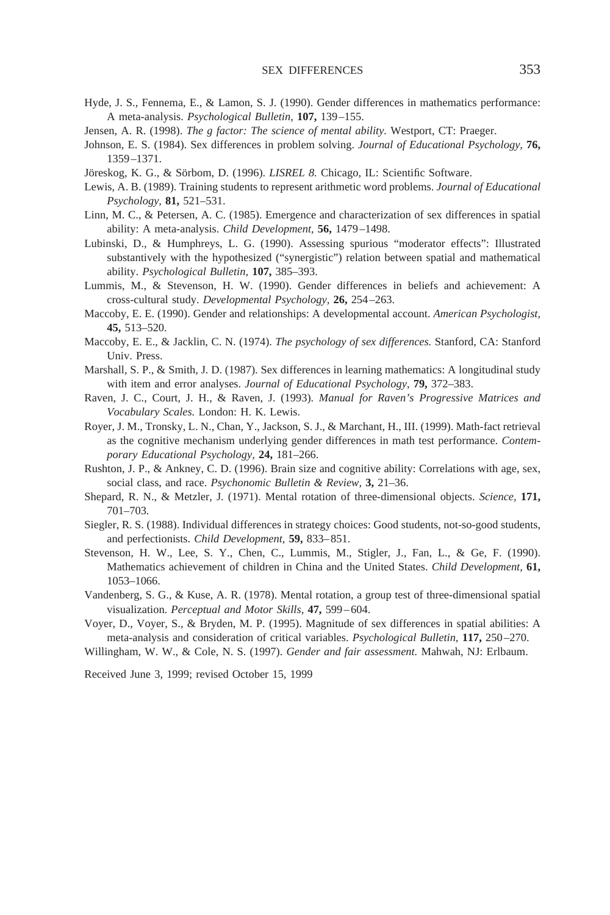Hyde, J. S., Fennema, E., & Lamon, S. J. (1990). Gender differences in mathematics performance: A meta-analysis. *Psychological Bulletin,* **107,** 139–155.

Jensen, A. R. (1998). *The g factor: The science of mental ability.* Westport, CT: Praeger.

Johnson, E. S. (1984). Sex differences in problem solving. *Journal of Educational Psychology,* **76,** 1359–1371.

Jöreskog, K. G., & Sörbom, D. (1996). *LISREL 8.* Chicago, IL: Scientific Software.

Lewis, A. B. (1989). Training students to represent arithmetic word problems. *Journal of Educational Psychology,* **81,** 521–531.

Linn, M. C., & Petersen, A. C. (1985). Emergence and characterization of sex differences in spatial ability: A meta-analysis. *Child Development,* **56,** 1479–1498.

Lubinski, D., & Humphreys, L. G. (1990). Assessing spurious "moderator effects": Illustrated substantively with the hypothesized ("synergistic") relation between spatial and mathematical ability. *Psychological Bulletin,* **107,** 385–393.

Lummis, M., & Stevenson, H. W. (1990). Gender differences in beliefs and achievement: A cross-cultural study. *Developmental Psychology,* **26,** 254–263.

Maccoby, E. E. (1990). Gender and relationships: A developmental account. *American Psychologist,* **45,** 513–520.

Maccoby, E. E., & Jacklin, C. N. (1974). *The psychology of sex differences.* Stanford, CA: Stanford Univ. Press.

Marshall, S. P., & Smith, J. D. (1987). Sex differences in learning mathematics: A longitudinal study with item and error analyses. *Journal of Educational Psychology,* **79,** 372–383.

Raven, J. C., Court, J. H., & Raven, J. (1993). *Manual for Raven's Progressive Matrices and Vocabulary Scales.* London: H. K. Lewis.

Royer, J. M., Tronsky, L. N., Chan, Y., Jackson, S. J., & Marchant, H., III. (1999). Math-fact retrieval as the cognitive mechanism underlying gender differences in math test performance. *Contemporary Educational Psychology,* **24,** 181–266.

Rushton, J. P., & Ankney, C. D. (1996). Brain size and cognitive ability: Correlations with age, sex, social class, and race. *Psychonomic Bulletin & Review,* **3,** 21–36.

Shepard, R. N., & Metzler, J. (1971). Mental rotation of three-dimensional objects. *Science,* **171,** 701–703.

Siegler, R. S. (1988). Individual differences in strategy choices: Good students, not-so-good students, and perfectionists. *Child Development,* **59,** 833–851.

Stevenson, H. W., Lee, S. Y., Chen, C., Lummis, M., Stigler, J., Fan, L., & Ge, F. (1990). Mathematics achievement of children in China and the United States. *Child Development,* **61,** 1053–1066.

Vandenberg, S. G., & Kuse, A. R. (1978). Mental rotation, a group test of three-dimensional spatial visualization. *Perceptual and Motor Skills,* **47,** 599–604.

Voyer, D., Voyer, S., & Bryden, M. P. (1995). Magnitude of sex differences in spatial abilities: A meta-analysis and consideration of critical variables. *Psychological Bulletin,* **117,** 250–270.

Willingham, W. W., & Cole, N. S. (1997). *Gender and fair assessment.* Mahwah, NJ: Erlbaum.

Received June 3, 1999; revised October 15, 1999